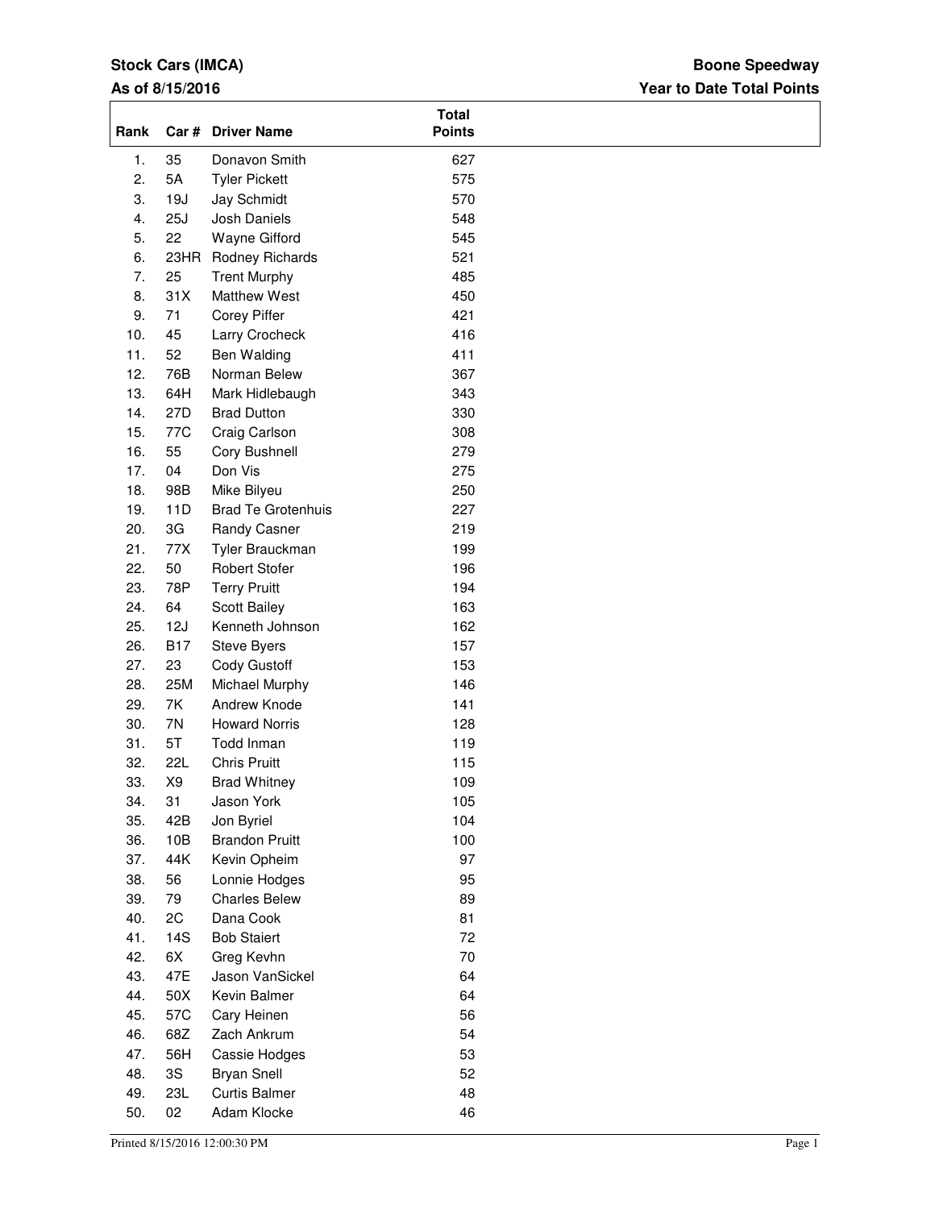**Stock Cars (IMCA)**

**Boone Speedway**

**As of 8/15/2016**

**Year to Date Total Points**

| Rank | Car # | Driver Name | Total Points |
|---|---|---|---|
| 1. | 35 | Donavon Smith | 627 |
| 2. | 5A | Tyler Pickett | 575 |
| 3. | 19J | Jay Schmidt | 570 |
| 4. | 25J | Josh Daniels | 548 |
| 5. | 22 | Wayne Gifford | 545 |
| 6. | 23HR | Rodney Richards | 521 |
| 7. | 25 | Trent Murphy | 485 |
| 8. | 31X | Matthew West | 450 |
| 9. | 71 | Corey Piffer | 421 |
| 10. | 45 | Larry Crocheck | 416 |
| 11. | 52 | Ben Walding | 411 |
| 12. | 76B | Norman Belew | 367 |
| 13. | 64H | Mark Hidlebaugh | 343 |
| 14. | 27D | Brad Dutton | 330 |
| 15. | 77C | Craig Carlson | 308 |
| 16. | 55 | Cory Bushnell | 279 |
| 17. | 04 | Don Vis | 275 |
| 18. | 98B | Mike Bilyeu | 250 |
| 19. | 11D | Brad Te Grotenhuis | 227 |
| 20. | 3G | Randy Casner | 219 |
| 21. | 77X | Tyler Brauckman | 199 |
| 22. | 50 | Robert Stofer | 196 |
| 23. | 78P | Terry Pruitt | 194 |
| 24. | 64 | Scott Bailey | 163 |
| 25. | 12J | Kenneth Johnson | 162 |
| 26. | B17 | Steve Byers | 157 |
| 27. | 23 | Cody Gustoff | 153 |
| 28. | 25M | Michael Murphy | 146 |
| 29. | 7K | Andrew Knode | 141 |
| 30. | 7N | Howard Norris | 128 |
| 31. | 5T | Todd Inman | 119 |
| 32. | 22L | Chris Pruitt | 115 |
| 33. | X9 | Brad Whitney | 109 |
| 34. | 31 | Jason York | 105 |
| 35. | 42B | Jon Byriel | 104 |
| 36. | 10B | Brandon Pruitt | 100 |
| 37. | 44K | Kevin Opheim | 97 |
| 38. | 56 | Lonnie Hodges | 95 |
| 39. | 79 | Charles Belew | 89 |
| 40. | 2C | Dana Cook | 81 |
| 41. | 14S | Bob Staiert | 72 |
| 42. | 6X | Greg Kevhn | 70 |
| 43. | 47E | Jason VanSickel | 64 |
| 44. | 50X | Kevin Balmer | 64 |
| 45. | 57C | Cary Heinen | 56 |
| 46. | 68Z | Zach Ankrum | 54 |
| 47. | 56H | Cassie Hodges | 53 |
| 48. | 3S | Bryan Snell | 52 |
| 49. | 23L | Curtis Balmer | 48 |
| 50. | 02 | Adam Klocke | 46 |

Printed 8/15/2016 12:00:30 PM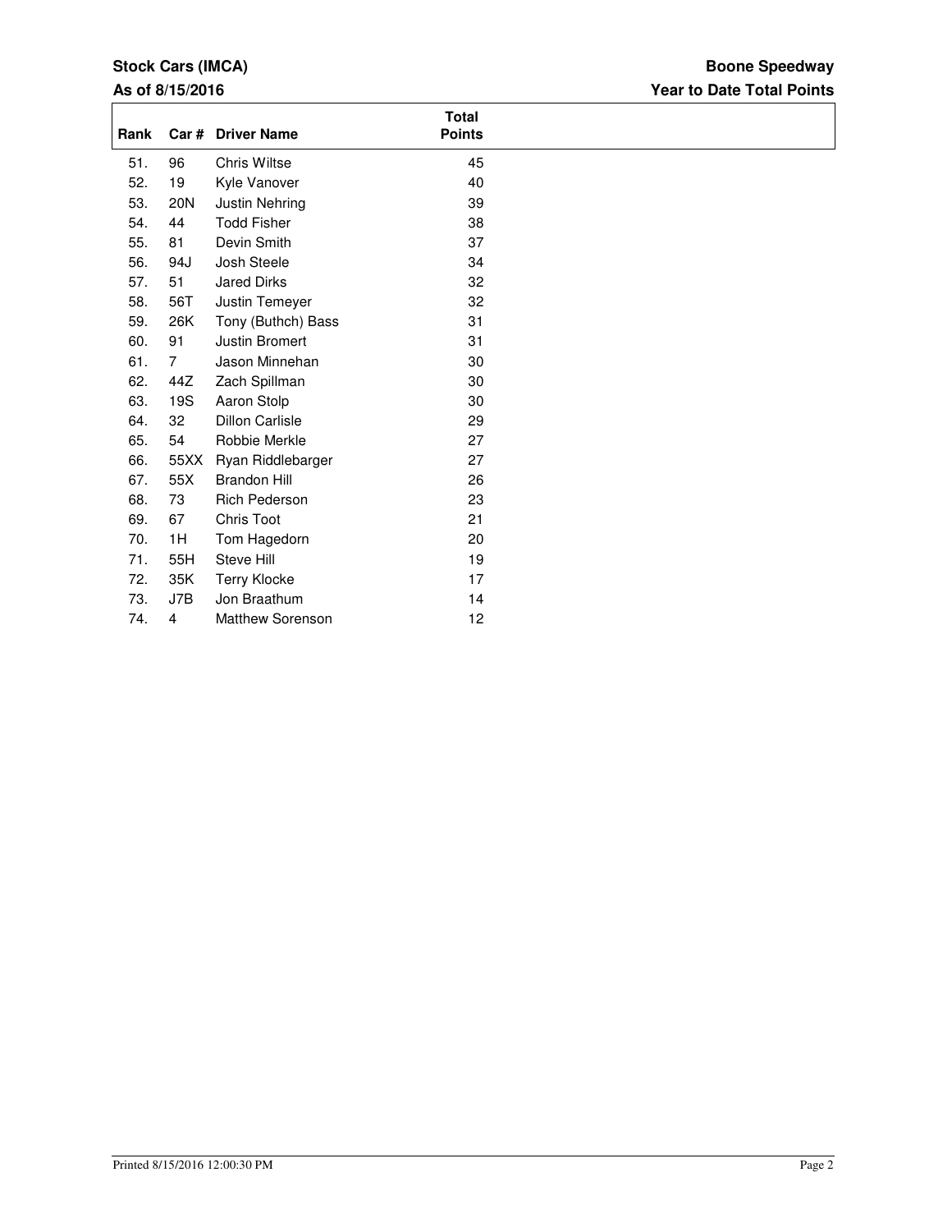**Stock Cars (IMCA)**
**As of 8/15/2016**

**Boone Speedway**
**Year to Date Total Points**

| Rank | Car # | Driver Name | Total Points |
|---|---|---|---|
| 51. | 96 | Chris Wiltse | 45 |
| 52. | 19 | Kyle Vanover | 40 |
| 53. | 20N | Justin Nehring | 39 |
| 54. | 44 | Todd Fisher | 38 |
| 55. | 81 | Devin Smith | 37 |
| 56. | 94J | Josh Steele | 34 |
| 57. | 51 | Jared Dirks | 32 |
| 58. | 56T | Justin Temeyer | 32 |
| 59. | 26K | Tony (Buthch) Bass | 31 |
| 60. | 91 | Justin Bromert | 31 |
| 61. | 7 | Jason Minnehan | 30 |
| 62. | 44Z | Zach Spillman | 30 |
| 63. | 19S | Aaron Stolp | 30 |
| 64. | 32 | Dillon Carlisle | 29 |
| 65. | 54 | Robbie Merkle | 27 |
| 66. | 55XX | Ryan Riddlebarger | 27 |
| 67. | 55X | Brandon Hill | 26 |
| 68. | 73 | Rich Pederson | 23 |
| 69. | 67 | Chris Toot | 21 |
| 70. | 1H | Tom Hagedorn | 20 |
| 71. | 55H | Steve Hill | 19 |
| 72. | 35K | Terry Klocke | 17 |
| 73. | J7B | Jon Braathum | 14 |
| 74. | 4 | Matthew Sorenson | 12 |

Printed 8/15/2016 12:00:30 PM